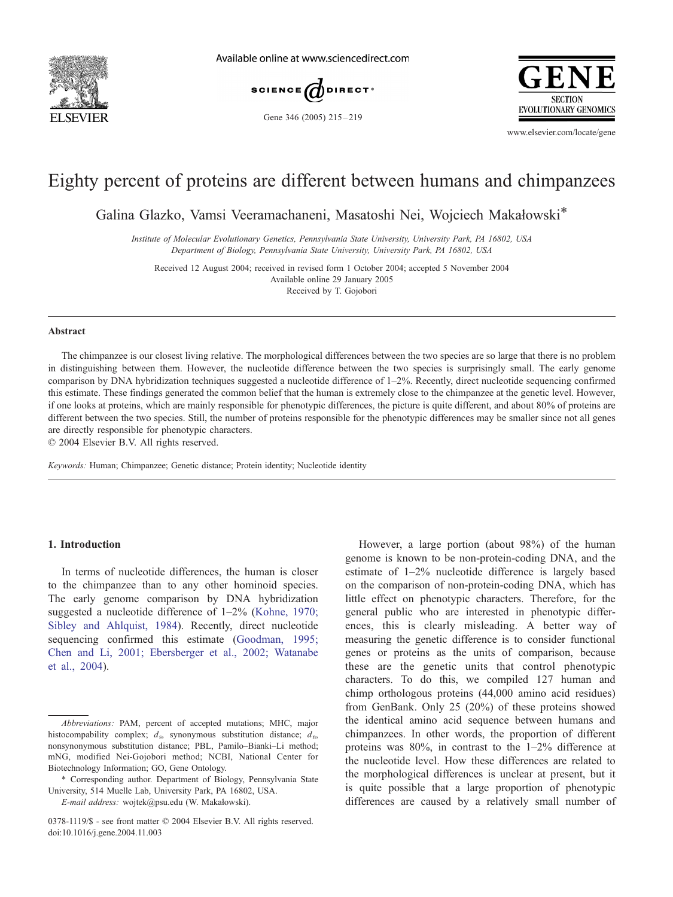# Eighty percent of proteins are different between humans and chimpanzees

Galina Glazko, Vamsi Veeramachaneni, Masatoshi Nei, Wojciech Makałowski*

*Institute of Molecular Evolutionary Genetics, Pennsylvania State University, University Park, PA 16802, USA*
*Department of Biology, Pennsylvania State University, University Park, PA 16802, USA*

Received 12 August 2004; received in revised form 1 October 2004; accepted 5 November 2004
Available online 29 January 2005
Received by T. Gojobori

## Abstract

The chimpanzee is our closest living relative. The morphological differences between the two species are so large that there is no problem in distinguishing between them. However, the nucleotide difference between the two species is surprisingly small. The early genome comparison by DNA hybridization techniques suggested a nucleotide difference of 1–2%. Recently, direct nucleotide sequencing confirmed this estimate. These findings generated the common belief that the human is extremely close to the chimpanzee at the genetic level. However, if one looks at proteins, which are mainly responsible for phenotypic differences, the picture is quite different, and about 80% of proteins are different between the two species. Still, the number of proteins responsible for the phenotypic differences may be smaller since not all genes are directly responsible for phenotypic characters.

© 2004 Elsevier B.V. All rights reserved.

*Keywords:* Human; Chimpanzee; Genetic distance; Protein identity; Nucleotide identity

## 1. Introduction

In terms of nucleotide differences, the human is closer to the chimpanzee than to any other hominoid species. The early genome comparison by DNA hybridization suggested a nucleotide difference of 1–2% (Kohne, 1970; Sibley and Ahlquist, 1984). Recently, direct nucleotide sequencing confirmed this estimate (Goodman, 1995; Chen and Li, 2001; Ebersberger et al., 2002; Watanabe et al., 2004).

However, a large portion (about 98%) of the human genome is known to be non-protein-coding DNA, and the estimate of 1–2% nucleotide difference is largely based on the comparison of non-protein-coding DNA, which has little effect on phenotypic characters. Therefore, for the general public who are interested in phenotypic differences, this is clearly misleading. A better way of measuring the genetic difference is to consider functional genes or proteins as the units of comparison, because these are the genetic units that control phenotypic characters. To do this, we compiled 127 human and chimp orthologous proteins (44,000 amino acid residues) from GenBank. Only 25 (20%) of these proteins showed the identical amino acid sequence between humans and chimpanzees. In other words, the proportion of different proteins was 80%, in contrast to the 1–2% difference at the nucleotide level. How these differences are related to the morphological differences is unclear at present, but it is quite possible that a large proportion of phenotypic differences are caused by a relatively small number of

---

*Abbreviations:* PAM, percent of accepted mutations; MHC, major histocompability complex; $d_s$, synonymous substitution distance; $d_n$, nonsynonymous substitution distance; PBL, Pamilo–Bianki–Li method; mNG, modified Nei-Gojobori method; NCBI, National Center for Biotechnology Information; GO, Gene Ontology.

\* Corresponding author. Department of Biology, Pennsylvania State University, 514 Muelle Lab, University Park, PA 16802, USA.

*E-mail address:* wojtek@psu.edu (W. Makałowski).

0378-1119/$ - see front matter © 2004 Elsevier B.V. All rights reserved.
doi:10.1016/j.gene.2004.11.003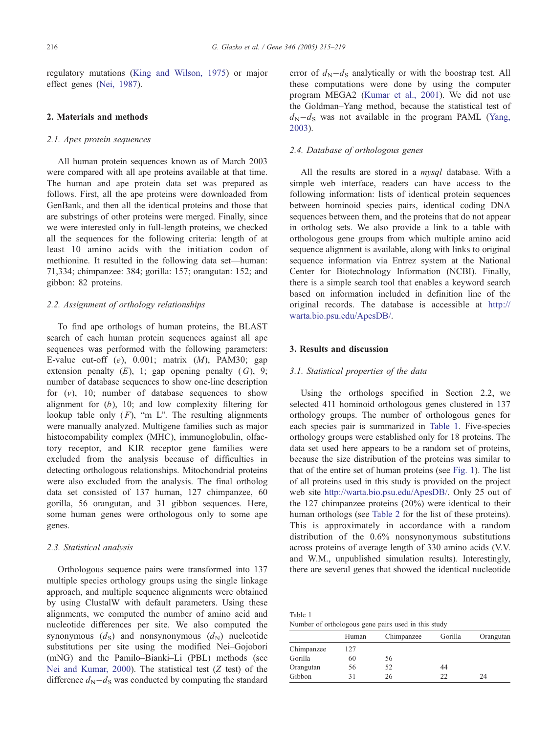regulatory mutations (King and Wilson, 1975) or major effect genes (Nei, 1987).

## 2. Materials and methods

### 2.1. Apes protein sequences

All human protein sequences known as of March 2003 were compared with all ape proteins available at that time. The human and ape protein data set was prepared as follows. First, all the ape proteins were downloaded from GenBank, and then all the identical proteins and those that are substrings of other proteins were merged. Finally, since we were interested only in full-length proteins, we checked all the sequences for the following criteria: length of at least 10 amino acids with the initiation codon of methionine. It resulted in the following data set—human: 71,334; chimpanzee: 384; gorilla: 157; orangutan: 152; and gibbon: 82 proteins.

### 2.2. Assignment of orthology relationships

To find ape orthologs of human proteins, the BLAST search of each human protein sequences against all ape sequences was performed with the following parameters: E-value cut-off (*e*), 0.001; matrix (*M*), PAM30; gap extension penalty (*E*), 1; gap opening penalty (*G*), 9; number of database sequences to show one-line description for (*v*), 10; number of database sequences to show alignment for (*b*), 10; and low complexity filtering for lookup table only (*F*), "m L". The resulting alignments were manually analyzed. Multigene families such as major histocompability complex (MHC), immunoglobulin, olfactory receptor, and KIR receptor gene families were excluded from the analysis because of difficulties in detecting orthologous relationships. Mitochondrial proteins were also excluded from the analysis. The final ortholog data set consisted of 137 human, 127 chimpanzee, 60 gorilla, 56 orangutan, and 31 gibbon sequences. Here, some human genes were orthologous only to some ape genes.

### 2.3. Statistical analysis

Orthologous sequence pairs were transformed into 137 multiple species orthology groups using the single linkage approach, and multiple sequence alignments were obtained by using ClustalW with default parameters. Using these alignments, we computed the number of amino acid and nucleotide differences per site. We also computed the synonymous ($d_S$) and nonsynonymous ($d_N$) nucleotide substitutions per site using the modified Nei–Gojobori (mNG) and the Pamilo–Bianki–Li (PBL) methods (see Nei and Kumar, 2000). The statistical test (*Z* test) of the difference $d_N - d_S$ was conducted by computing the standard error of $d_N - d_S$ analytically or with the boostrap test. All these computations were done by using the computer program MEGA2 (Kumar et al., 2001). We did not use the Goldman–Yang method, because the statistical test of $d_N - d_S$ was not available in the program PAML (Yang, 2003).

### 2.4. Database of orthologous genes

All the results are stored in a *mysql* database. With a simple web interface, readers can have access to the following information: lists of identical protein sequences between hominoid species pairs, identical coding DNA sequences between them, and the proteins that do not appear in ortholog sets. We also provide a link to a table with orthologous gene groups from which multiple amino acid sequence alignment is available, along with links to original sequence information via Entrez system at the National Center for Biotechnology Information (NCBI). Finally, there is a simple search tool that enables a keyword search based on information included in definition line of the original records. The database is accessible at http://warta.bio.psu.edu/ApesDB/.

## 3. Results and discussion

### 3.1. Statistical properties of the data

Using the orthologs specified in Section 2.2, we selected 411 hominoid orthologous genes clustered in 137 orthology groups. The number of orthologous genes for each species pair is summarized in Table 1. Five-species orthology groups were established only for 18 proteins. The data set used here appears to be a random set of proteins, because the size distribution of the proteins was similar to that of the entire set of human proteins (see Fig. 1). The list of all proteins used in this study is provided on the project web site http://warta.bio.psu.edu/ApesDB/. Only 25 out of the 127 chimpanzee proteins (20%) were identical to their human orthologs (see Table 2 for the list of these proteins). This is approximately in accordance with a random distribution of the 0.6% nonsynonymous substitutions across proteins of average length of 330 amino acids (V.V. and W.M., unpublished simulation results). Interestingly, there are several genes that showed the identical nucleotide

Table 1
Number of orthologous gene pairs used in this study

| | Human | Chimpanzee | Gorilla | Orangutan |
|---|---|---|---|---|
| Chimpanzee | 127 | | | |
| Gorilla | 60 | 56 | | |
| Orangutan | 56 | 52 | 44 | |
| Gibbon | 31 | 26 | 22 | 24 |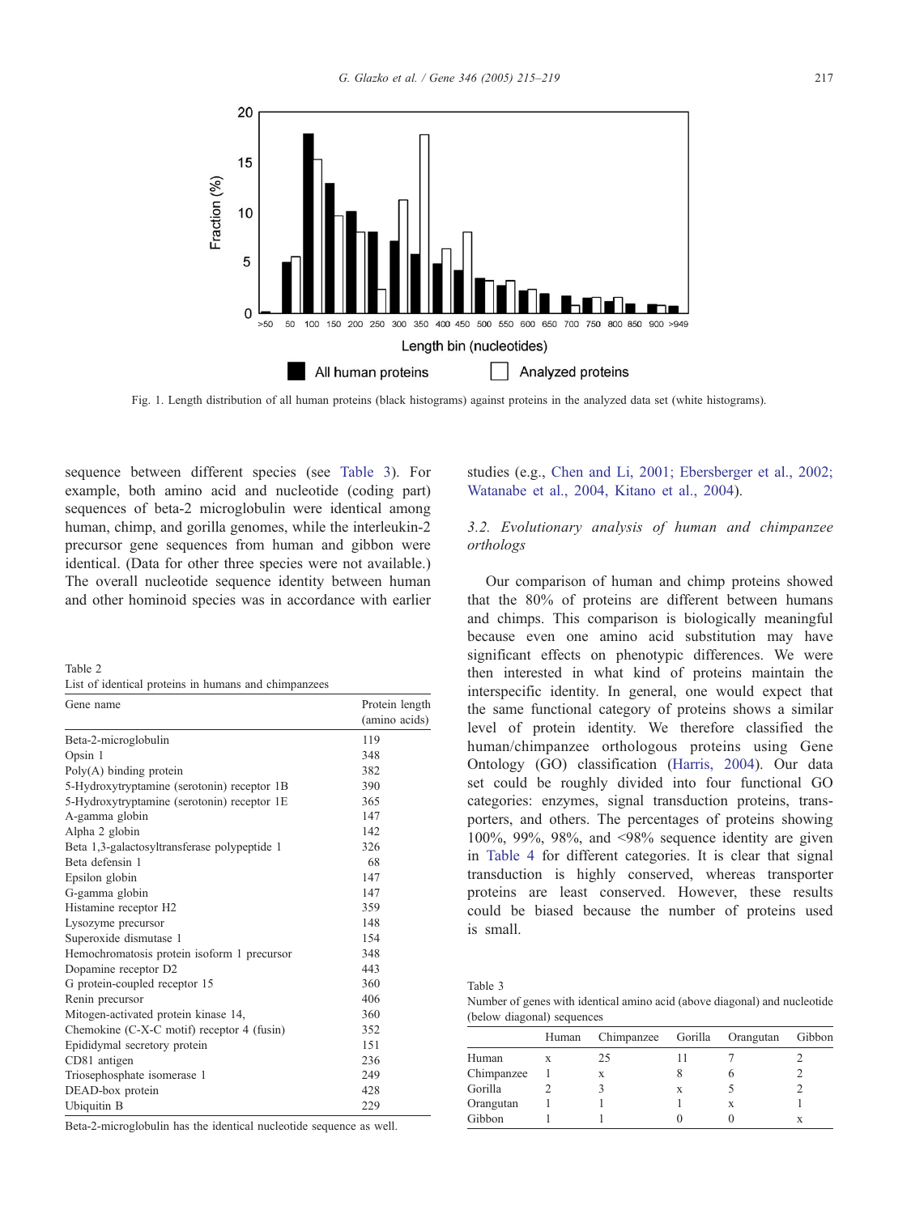Fig. 1. Length distribution of all human proteins (black histograms) against proteins in the analyzed data set (white histograms).

sequence between different species (see Table 3). For example, both amino acid and nucleotide (coding part) sequences of beta-2 microglobulin were identical among human, chimp, and gorilla genomes, while the interleukin-2 precursor gene sequences from human and gibbon were identical. (Data for other three species were not available.) The overall nucleotide sequence identity between human and other hominoid species was in accordance with earlier studies (e.g., Chen and Li, 2001; Ebersberger et al., 2002; Watanabe et al., 2004, Kitano et al., 2004).

Table 2
List of identical proteins in humans and chimpanzees

| Gene name | Protein length (amino acids) |
|---|---|
| Beta-2-microglobulin | 119 |
| Opsin 1 | 348 |
| Poly(A) binding protein | 382 |
| 5-Hydroxytryptamine (serotonin) receptor 1B | 390 |
| 5-Hydroxytryptamine (serotonin) receptor 1E | 365 |
| A-gamma globin | 147 |
| Alpha 2 globin | 142 |
| Beta 1,3-galactosyltransferase polypeptide 1 | 326 |
| Beta defensin 1 | 68 |
| Epsilon globin | 147 |
| G-gamma globin | 147 |
| Histamine receptor H2 | 359 |
| Lysozyme precursor | 148 |
| Superoxide dismutase 1 | 154 |
| Hemochromatosis protein isoform 1 precursor | 348 |
| Dopamine receptor D2 | 443 |
| G protein-coupled receptor 15 | 360 |
| Renin precursor | 406 |
| Mitogen-activated protein kinase 14, | 360 |
| Chemokine (C-X-C motif) receptor 4 (fusin) | 352 |
| Epididymal secretory protein | 151 |
| CD81 antigen | 236 |
| Triosephosphate isomerase 1 | 249 |
| DEAD-box protein | 428 |
| Ubiquitin B | 229 |

Beta-2-microglobulin has the identical nucleotide sequence as well.

### 3.2. Evolutionary analysis of human and chimpanzee orthologs

Our comparison of human and chimp proteins showed that the 80% of proteins are different between humans and chimps. This comparison is biologically meaningful because even one amino acid substitution may have significant effects on phenotypic differences. We were then interested in what kind of proteins maintain the interspecific identity. In general, one would expect that the same functional category of proteins shows a similar level of protein identity. We therefore classified the human/chimpanzee orthologous proteins using Gene Ontology (GO) classification (Harris, 2004). Our data set could be roughly divided into four functional GO categories: enzymes, signal transduction proteins, transporters, and others. The percentages of proteins showing 100%, 99%, 98%, and <98% sequence identity are given in Table 4 for different categories. It is clear that signal transduction is highly conserved, whereas transporter proteins are least conserved. However, these results could be biased because the number of proteins used is small.

Table 3
Number of genes with identical amino acid (above diagonal) and nucleotide (below diagonal) sequences

| | Human | Chimpanzee | Gorilla | Orangutan | Gibbon |
|---|---|---|---|---|---|
| Human | x | 25 | 11 | 7 | 2 |
| Chimpanzee | 1 | x | 8 | 6 | 2 |
| Gorilla | 2 | 3 | x | 5 | 2 |
| Orangutan | 1 | 1 | 1 | x | 1 |
| Gibbon | 1 | 1 | 0 | 0 | x |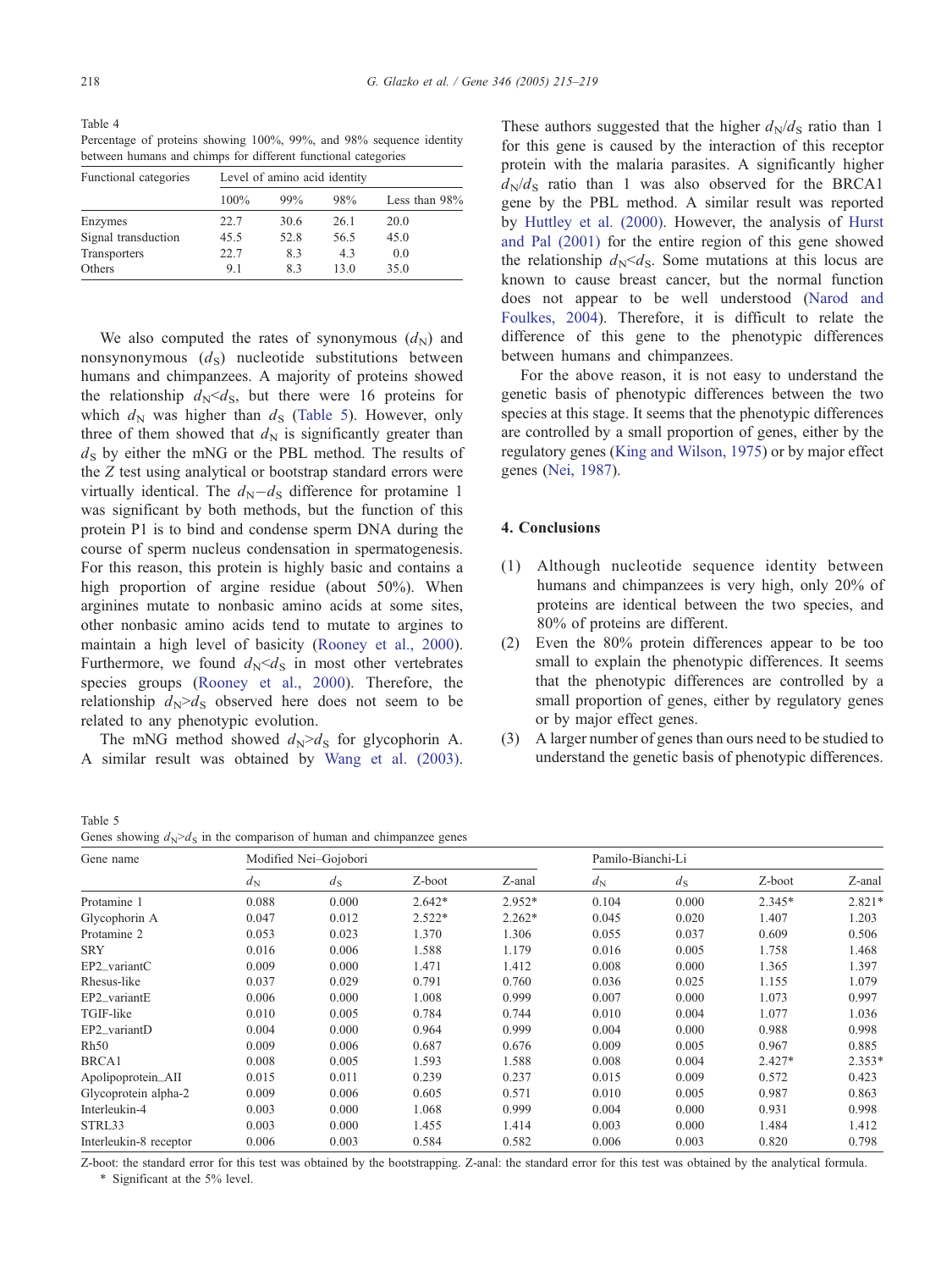Table 4
Percentage of proteins showing 100%, 99%, and 98% sequence identity between humans and chimps for different functional categories

| Functional categories | Level of amino acid identity | | | |
|---|---|---|---|---|
| | 100% | 99% | 98% | Less than 98% |
| Enzymes | 22.7 | 30.6 | 26.1 | 20.0 |
| Signal transduction | 45.5 | 52.8 | 56.5 | 45.0 |
| Transporters | 22.7 | 8.3 | 4.3 | 0.0 |
| Others | 9.1 | 8.3 | 13.0 | 35.0 |

We also computed the rates of synonymous ($d_N$) and nonsynonymous ($d_S$) nucleotide substitutions between humans and chimpanzees. A majority of proteins showed the relationship $d_N < d_S$, but there were 16 proteins for which $d_N$ was higher than $d_S$ (Table 5). However, only three of them showed that $d_N$ is significantly greater than $d_S$ by either the mNG or the PBL method. The results of the $Z$ test using analytical or bootstrap standard errors were virtually identical. The $d_N - d_S$ difference for protamine 1 was significant by both methods, but the function of this protein P1 is to bind and condense sperm DNA during the course of sperm nucleus condensation in spermatogenesis. For this reason, this protein is highly basic and contains a high proportion of argine residue (about 50%). When arginines mutate to nonbasic amino acids at some sites, other nonbasic amino acids tend to mutate to argines to maintain a high level of basicity (Rooney et al., 2000). Furthermore, we found $d_N < d_S$ in most other vertebrates species groups (Rooney et al., 2000). Therefore, the relationship $d_N > d_S$ observed here does not seem to be related to any phenotypic evolution.

The mNG method showed $d_N > d_S$ for glycophorin A. A similar result was obtained by Wang et al. (2003). These authors suggested that the higher $d_N/d_S$ ratio than 1 for this gene is caused by the interaction of this receptor protein with the malaria parasites. A significantly higher $d_N/d_S$ ratio than 1 was also observed for the BRCA1 gene by the PBL method. A similar result was reported by Huttley et al. (2000). However, the analysis of Hurst and Pal (2001) for the entire region of this gene showed the relationship $d_N < d_S$. Some mutations at this locus are known to cause breast cancer, but the normal function does not appear to be well understood (Narod and Foulkes, 2004). Therefore, it is difficult to relate the difference of this gene to the phenotypic differences between humans and chimpanzees.

For the above reason, it is not easy to understand the genetic basis of phenotypic differences between the two species at this stage. It seems that the phenotypic differences are controlled by a small proportion of genes, either by the regulatory genes (King and Wilson, 1975) or by major effect genes (Nei, 1987).

## 4. Conclusions

(1) Although nucleotide sequence identity between humans and chimpanzees is very high, only 20% of proteins are identical between the two species, and 80% of proteins are different.

(2) Even the 80% protein differences appear to be too small to explain the phenotypic differences. It seems that the phenotypic differences are controlled by a small proportion of genes, either by regulatory genes or by major effect genes.

(3) A larger number of genes than ours need to be studied to understand the genetic basis of phenotypic differences.

Table 5
Genes showing $d_N > d_S$ in the comparison of human and chimpanzee genes

| Gene name | Modified Nei–Gojobori | | | | Pamilo-Bianchi-Li | | | |
|---|---|---|---|---|---|---|---|---|
| | $d_N$ | $d_S$ | Z-boot | Z-anal | $d_N$ | $d_S$ | Z-boot | Z-anal |
| Protamine 1 | 0.088 | 0.000 | 2.642* | 2.952* | 0.104 | 0.000 | 2.345* | 2.821* |
| Glycophorin A | 0.047 | 0.012 | 2.522* | 2.262* | 0.045 | 0.020 | 1.407 | 1.203 |
| Protamine 2 | 0.053 | 0.023 | 1.370 | 1.306 | 0.055 | 0.037 | 0.609 | 0.506 |
| SRY | 0.016 | 0.006 | 1.588 | 1.179 | 0.016 | 0.005 | 1.758 | 1.468 |
| EP2_variantC | 0.009 | 0.000 | 1.471 | 1.412 | 0.008 | 0.000 | 1.365 | 1.397 |
| Rhesus-like | 0.037 | 0.029 | 0.791 | 0.760 | 0.036 | 0.025 | 1.155 | 1.079 |
| EP2_variantE | 0.006 | 0.000 | 1.008 | 0.999 | 0.007 | 0.000 | 1.073 | 0.997 |
| TGIF-like | 0.010 | 0.005 | 0.784 | 0.744 | 0.010 | 0.004 | 1.077 | 1.036 |
| EP2_variantD | 0.004 | 0.000 | 0.964 | 0.999 | 0.004 | 0.000 | 0.988 | 0.998 |
| Rh50 | 0.009 | 0.006 | 0.687 | 0.676 | 0.009 | 0.005 | 0.967 | 0.885 |
| BRCA1 | 0.008 | 0.005 | 1.593 | 1.588 | 0.008 | 0.004 | 2.427* | 2.353* |
| Apolipoprotein_AII | 0.015 | 0.011 | 0.239 | 0.237 | 0.015 | 0.009 | 0.572 | 0.423 |
| Glycoprotein alpha-2 | 0.009 | 0.006 | 0.605 | 0.571 | 0.010 | 0.005 | 0.987 | 0.863 |
| Interleukin-4 | 0.003 | 0.000 | 1.068 | 0.999 | 0.004 | 0.000 | 0.931 | 0.998 |
| STRL33 | 0.003 | 0.000 | 1.455 | 1.414 | 0.003 | 0.000 | 1.484 | 1.412 |
| Interleukin-8 receptor | 0.006 | 0.003 | 0.584 | 0.582 | 0.006 | 0.003 | 0.820 | 0.798 |

Z-boot: the standard error for this test was obtained by the bootstrapping. Z-anal: the standard error for this test was obtained by the analytical formula.
* Significant at the 5% level.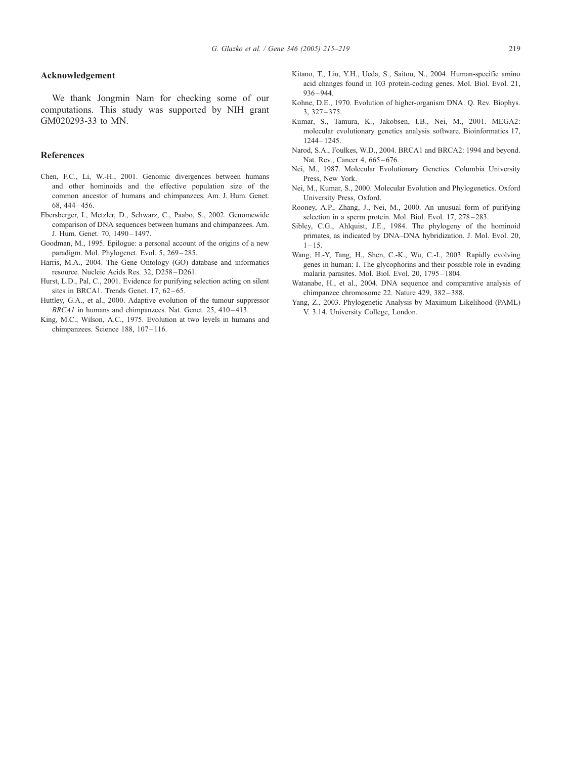## Acknowledgement

We thank Jongmin Nam for checking some of our computations. This study was supported by NIH grant GM020293-33 to MN.

## References

Chen, F.C., Li, W.-H., 2001. Genomic divergences between humans and other hominoids and the effective population size of the common ancestor of humans and chimpanzees. Am. J. Hum. Genet. 68, 444–456.

Ebersberger, I., Metzler, D., Schwarz, C., Paabo, S., 2002. Genomewide comparison of DNA sequences between humans and chimpanzees. Am. J. Hum. Genet. 70, 1490–1497.

Goodman, M., 1995. Epilogue: a personal account of the origins of a new paradigm. Mol. Phylogenet. Evol. 5, 269–285.

Harris, M.A., 2004. The Gene Ontology (GO) database and informatics resource. Nucleic Acids Res. 32, D258–D261.

Hurst, L.D., Pal, C., 2001. Evidence for purifying selection acting on silent sites in BRCA1. Trends Genet. 17, 62–65.

Huttley, G.A., et al., 2000. Adaptive evolution of the tumour suppressor *BRCA1* in humans and chimpanzees. Nat. Genet. 25, 410–413.

King, M.C., Wilson, A.C., 1975. Evolution at two levels in humans and chimpanzees. Science 188, 107–116.

Kitano, T., Liu, Y.H., Ueda, S., Saitou, N., 2004. Human-specific amino acid changes found in 103 protein-coding genes. Mol. Biol. Evol. 21, 936–944.

Kohne, D.E., 1970. Evolution of higher-organism DNA. Q. Rev. Biophys. 3, 327–375.

Kumar, S., Tamura, K., Jakobsen, I.B., Nei, M., 2001. MEGA2: molecular evolutionary genetics analysis software. Bioinformatics 17, 1244–1245.

Narod, S.A., Foulkes, W.D., 2004. BRCA1 and BRCA2: 1994 and beyond. Nat. Rev., Cancer 4, 665–676.

Nei, M., 1987. Molecular Evolutionary Genetics. Columbia University Press, New York.

Nei, M., Kumar, S., 2000. Molecular Evolution and Phylogenetics. Oxford University Press, Oxford.

Rooney, A.P., Zhang, J., Nei, M., 2000. An unusual form of purifying selection in a sperm protein. Mol. Biol. Evol. 17, 278–283.

Sibley, C.G., Ahlquist, J.E., 1984. The phylogeny of the hominoid primates, as indicated by DNA–DNA hybridization. J. Mol. Evol. 20, 1–15.

Wang, H.-Y, Tang, H., Shen, C.-K., Wu, C.-I., 2003. Rapidly evolving genes in human: I. The glycophorins and their possible role in evading malaria parasites. Mol. Biol. Evol. 20, 1795–1804.

Watanabe, H., et al., 2004. DNA sequence and comparative analysis of chimpanzee chromosome 22. Nature 429, 382–388.

Yang, Z., 2003. Phylogenetic Analysis by Maximum Likelihood (PAML) V. 3.14. University College, London.